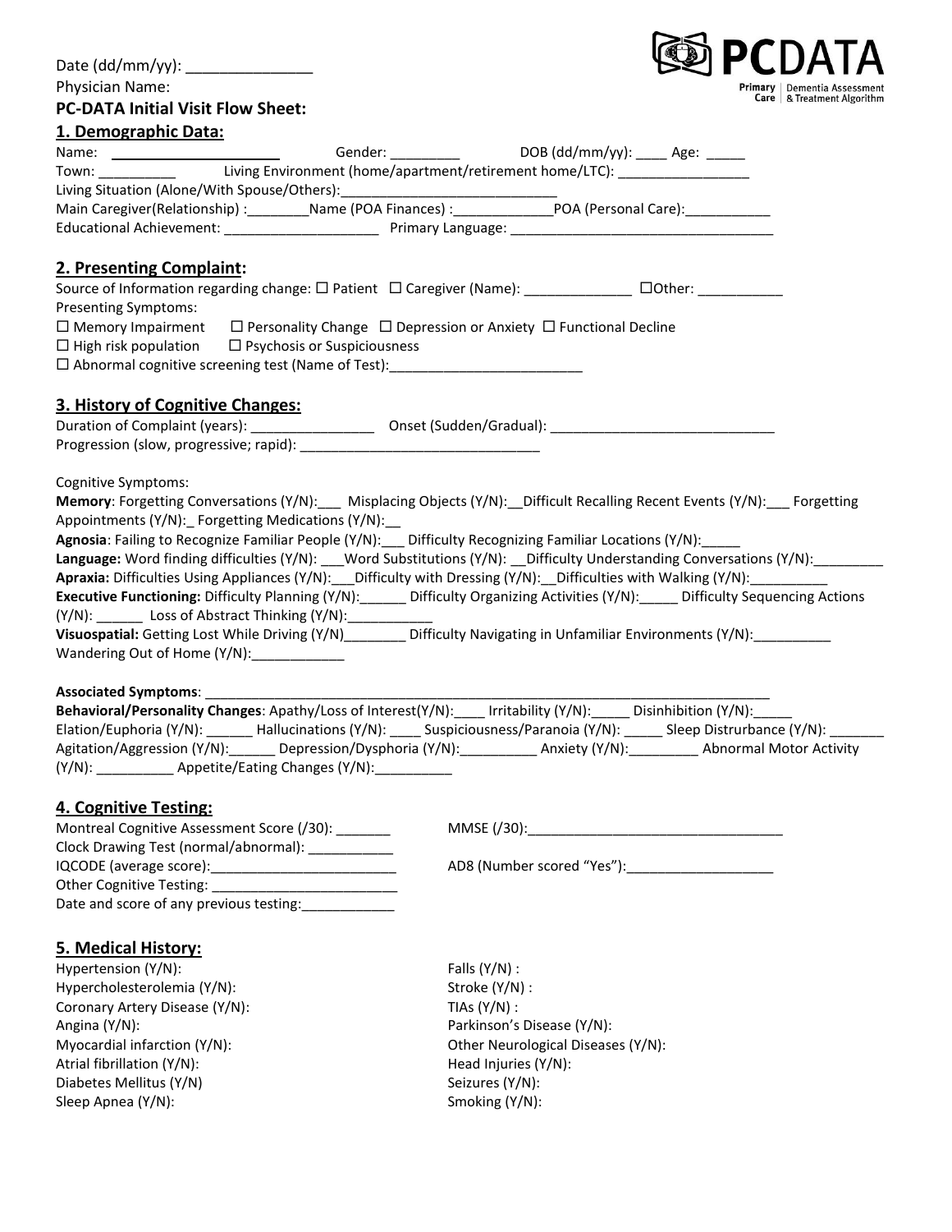Date (dd/mm/yy): _______________

Physician Name:

**PC-DATA Initial Visit Flow Sheet:**

PCDATA Primary Care | Dementia Assessment & Treatment Algorithm

## 1. Demographic Data:

Name: ______________________ Gender: _________ DOB (dd/mm/yy): ____ Age: _____

Town: __________ Living Environment (home/apartment/retirement home/LTC): _________________

Living Situation (Alone/With Spouse/Others):_____________________________

Main Caregiver(Relationship) :________Name (POA Finances) :_____________POA (Personal Care):___________

Educational Achievement: ____________________ Primary Language: __________________________________

## 2. Presenting Complaint:

Source of Information regarding change: ☐ Patient ☐ Caregiver (Name): ______________ ☐Other: ___________

Presenting Symptoms:

☐ Memory Impairment ☐ Personality Change ☐ Depression or Anxiety ☐ Functional Decline

☐ High risk population ☐ Psychosis or Suspiciousness

☐ Abnormal cognitive screening test (Name of Test):_________________________

## 3. History of Cognitive Changes:

Duration of Complaint (years): ________________ Onset (Sudden/Gradual): _____________________________

Progression (slow, progressive; rapid): _______________________________

Cognitive Symptoms:

**Memory**: Forgetting Conversations (Y/N):___ Misplacing Objects (Y/N):__Difficult Recalling Recent Events (Y/N):___ Forgetting Appointments (Y/N):_ Forgetting Medications (Y/N):__

**Agnosia**: Failing to Recognize Familiar People (Y/N):___ Difficulty Recognizing Familiar Locations (Y/N):_____

**Language:** Word finding difficulties (Y/N): ___Word Substitutions (Y/N): __Difficulty Understanding Conversations (Y/N):_________

**Apraxia:** Difficulties Using Appliances (Y/N):___Difficulty with Dressing (Y/N):__Difficulties with Walking (Y/N):__________

**Executive Functioning:** Difficulty Planning (Y/N):______ Difficulty Organizing Activities (Y/N):_____ Difficulty Sequencing Actions (Y/N): ______ Loss of Abstract Thinking (Y/N):___________

**Visuospatial:** Getting Lost While Driving (Y/N)________ Difficulty Navigating in Unfamiliar Environments (Y/N):__________ Wandering Out of Home (Y/N):____________

**Associated Symptoms**: ____________________________________________________________________________

**Behavioral/Personality Changes**: Apathy/Loss of Interest(Y/N):____ Irritability (Y/N):_____ Disinhibition (Y/N):_____ Elation/Euphoria (Y/N): ______ Hallucinations (Y/N): ____ Suspiciousness/Paranoia (Y/N): _____ Sleep Distrurbance (Y/N): _______ Agitation/Aggression (Y/N):______ Depression/Dysphoria (Y/N):__________ Anxiety (Y/N):_________ Abnormal Motor Activity (Y/N): __________ Appetite/Eating Changes (Y/N):__________

## 4. Cognitive Testing:

Montreal Cognitive Assessment Score (/30): _______

MMSE (/30):_________________________________

Clock Drawing Test (normal/abnormal): ___________

IQCODE (average score):________________________

AD8 (Number scored "Yes"):___________________

Other Cognitive Testing: ________________________

Date and score of any previous testing:____________

## 5. Medical History:

Hypertension (Y/N):

Hypercholesterolemia (Y/N):

Coronary Artery Disease (Y/N):

Angina (Y/N):

Myocardial infarction (Y/N):

Atrial fibrillation (Y/N):

Diabetes Mellitus (Y/N)

Sleep Apnea (Y/N):

Falls (Y/N) :

Stroke (Y/N) :

TIAs (Y/N) :

Parkinson's Disease (Y/N):

Other Neurological Diseases (Y/N):

Head Injuries (Y/N):

Seizures (Y/N):

Smoking (Y/N):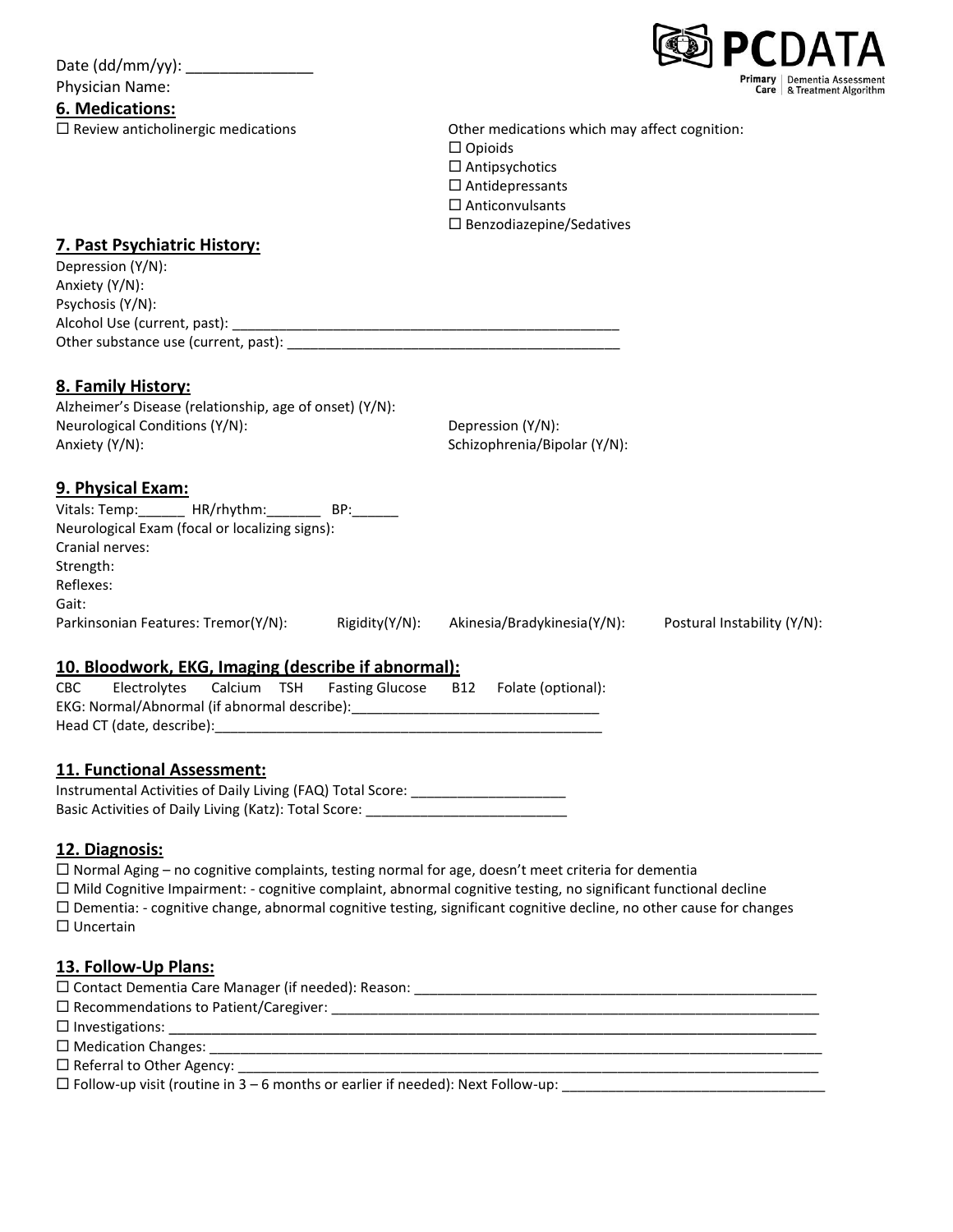Date (dd/mm/yy): _______________

Physician Name:

PCDATA Primary Care | Dementia Assessment & Treatment Algorithm

## 6. Medications:

☐ Review anticholinergic medications

Other medications which may affect cognition:

☐ Opioids
☐ Antipsychotics
☐ Antidepressants
☐ Anticonvulsants
☐ Benzodiazepine/Sedatives

## 7. Past Psychiatric History:

Depression (Y/N):
Anxiety (Y/N):
Psychosis (Y/N):
Alcohol Use (current, past): ___________________________________________________
Other substance use (current, past): ____________________________________________

## 8. Family History:

Alzheimer's Disease (relationship, age of onset) (Y/N):
Neurological Conditions (Y/N):
Depression (Y/N):
Anxiety (Y/N):
Schizophrenia/Bipolar (Y/N):

## 9. Physical Exam:

Vitals: Temp:______ HR/rhythm:_______ BP:______

Neurological Exam (focal or localizing signs):
Cranial nerves:
Strength:
Reflexes:
Gait:

Parkinsonian Features: Tremor(Y/N): Rigidity(Y/N): Akinesia/Bradykinesia(Y/N): Postural Instability (Y/N):

## 10. Bloodwork, EKG, Imaging (describe if abnormal):

CBC Electrolytes Calcium TSH Fasting Glucose B12 Folate (optional):

EKG: Normal/Abnormal (if abnormal describe):________________________________

Head CT (date, describe):___________________________________________________

## 11. Functional Assessment:

Instrumental Activities of Daily Living (FAQ) Total Score: ____________________

Basic Activities of Daily Living (Katz): Total Score: __________________________

## 12. Diagnosis:

☐ Normal Aging – no cognitive complaints, testing normal for age, doesn't meet criteria for dementia
☐ Mild Cognitive Impairment: - cognitive complaint, abnormal cognitive testing, no significant functional decline
☐ Dementia: - cognitive change, abnormal cognitive testing, significant cognitive decline, no other cause for changes
☐ Uncertain

## 13. Follow-Up Plans:

☐ Contact Dementia Care Manager (if needed): Reason: ____________________________________________________
☐ Recommendations to Patient/Caregiver: ____________________________________________________________
☐ Investigations: ________________________________________________________________________________
☐ Medication Changes: ____________________________________________________________________________
☐ Referral to Other Agency: ________________________________________________________________________
☐ Follow-up visit (routine in 3 – 6 months or earlier if needed): Next Follow-up: _________________________________